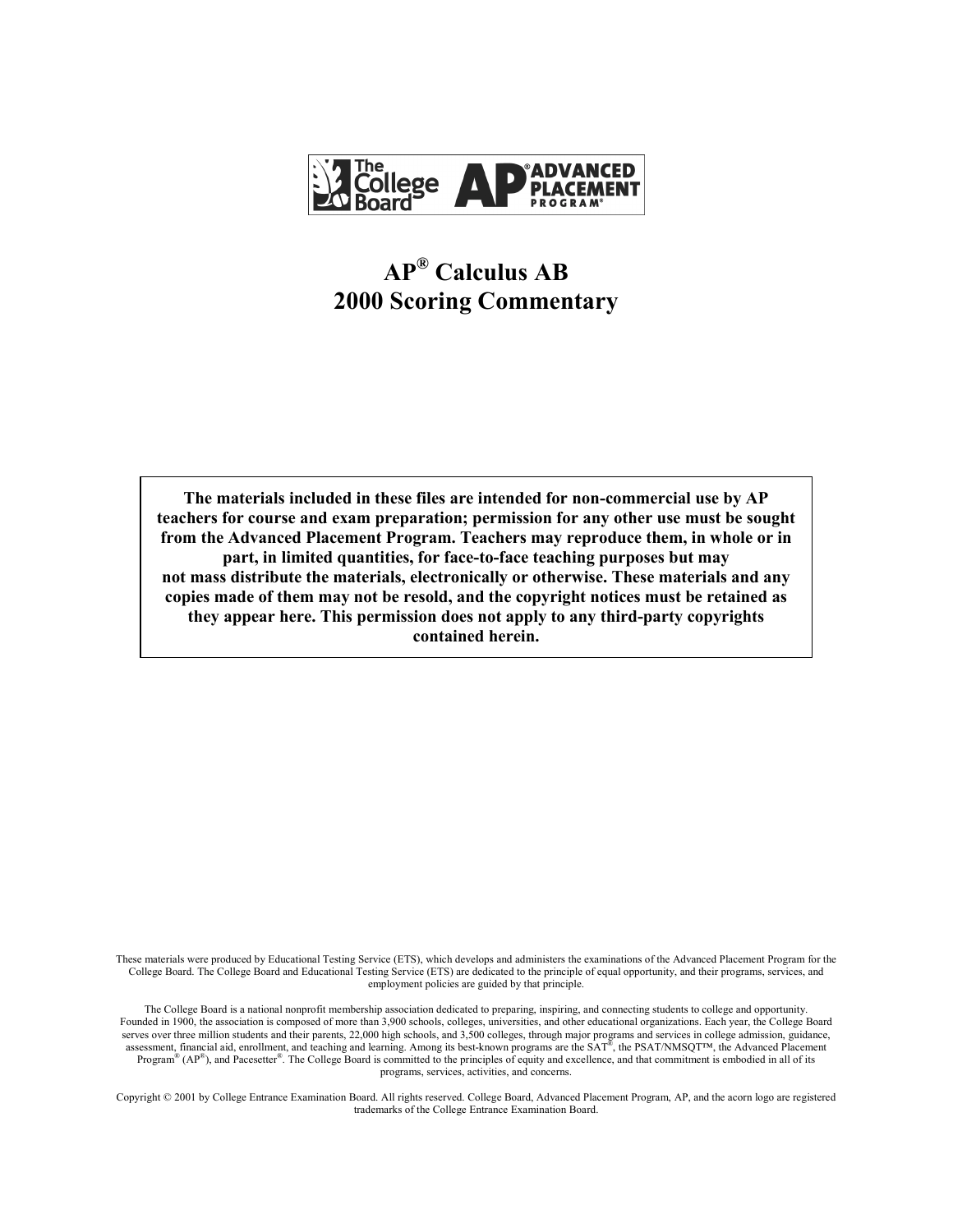# AP® Calculus AB
# 2000 Scoring Commentary

**The materials included in these files are intended for non-commercial use by AP teachers for course and exam preparation; permission for any other use must be sought from the Advanced Placement Program. Teachers may reproduce them, in whole or in part, in limited quantities, for face-to-face teaching purposes but may not mass distribute the materials, electronically or otherwise. These materials and any copies made of them may not be resold, and the copyright notices must be retained as they appear here. This permission does not apply to any third-party copyrights contained herein.**

These materials were produced by Educational Testing Service (ETS), which develops and administers the examinations of the Advanced Placement Program for the College Board. The College Board and Educational Testing Service (ETS) are dedicated to the principle of equal opportunity, and their programs, services, and employment policies are guided by that principle.

The College Board is a national nonprofit membership association dedicated to preparing, inspiring, and connecting students to college and opportunity. Founded in 1900, the association is composed of more than 3,900 schools, colleges, universities, and other educational organizations. Each year, the College Board serves over three million students and their parents, 22,000 high schools, and 3,500 colleges, through major programs and services in college admission, guidance, assessment, financial aid, enrollment, and teaching and learning. Among its best-known programs are the SAT®, the PSAT/NMSQT™, the Advanced Placement Program® (AP®), and Pacesetter®. The College Board is committed to the principles of equity and excellence, and that commitment is embodied in all of its programs, services, activities, and concerns.

Copyright © 2001 by College Entrance Examination Board. All rights reserved. College Board, Advanced Placement Program, AP, and the acorn logo are registered trademarks of the College Entrance Examination Board.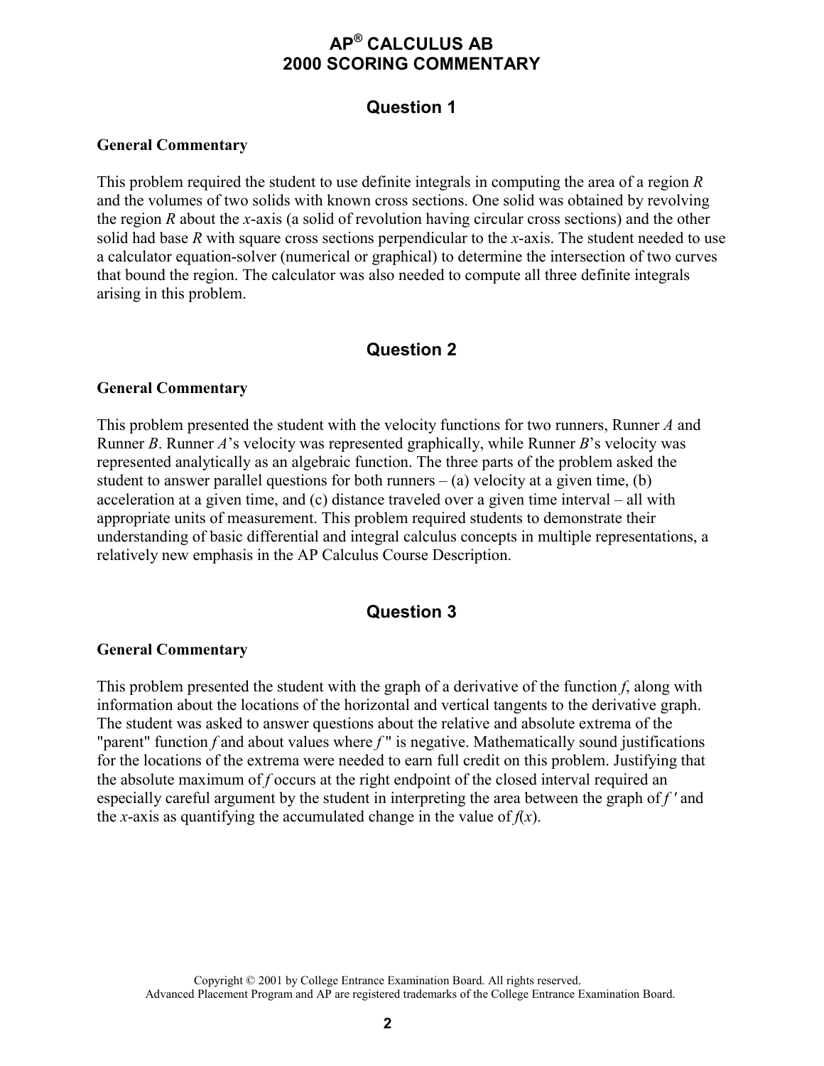# AP® CALCULUS AB
# 2000 SCORING COMMENTARY

## Question 1

**General Commentary**

This problem required the student to use definite integrals in computing the area of a region *R* and the volumes of two solids with known cross sections. One solid was obtained by revolving the region *R* about the *x*-axis (a solid of revolution having circular cross sections) and the other solid had base *R* with square cross sections perpendicular to the *x*-axis. The student needed to use a calculator equation-solver (numerical or graphical) to determine the intersection of two curves that bound the region. The calculator was also needed to compute all three definite integrals arising in this problem.

## Question 2

**General Commentary**

This problem presented the student with the velocity functions for two runners, Runner *A* and Runner *B*. Runner *A*'s velocity was represented graphically, while Runner *B*'s velocity was represented analytically as an algebraic function. The three parts of the problem asked the student to answer parallel questions for both runners – (a) velocity at a given time, (b) acceleration at a given time, and (c) distance traveled over a given time interval – all with appropriate units of measurement. This problem required students to demonstrate their understanding of basic differential and integral calculus concepts in multiple representations, a relatively new emphasis in the AP Calculus Course Description.

## Question 3

**General Commentary**

This problem presented the student with the graph of a derivative of the function *f*, along with information about the locations of the horizontal and vertical tangents to the derivative graph. The student was asked to answer questions about the relative and absolute extrema of the "parent" function *f* and about values where $f''$ is negative. Mathematically sound justifications for the locations of the extrema were needed to earn full credit on this problem. Justifying that the absolute maximum of *f* occurs at the right endpoint of the closed interval required an especially careful argument by the student in interpreting the area between the graph of $f'$ and the *x*-axis as quantifying the accumulated change in the value of $f(x)$.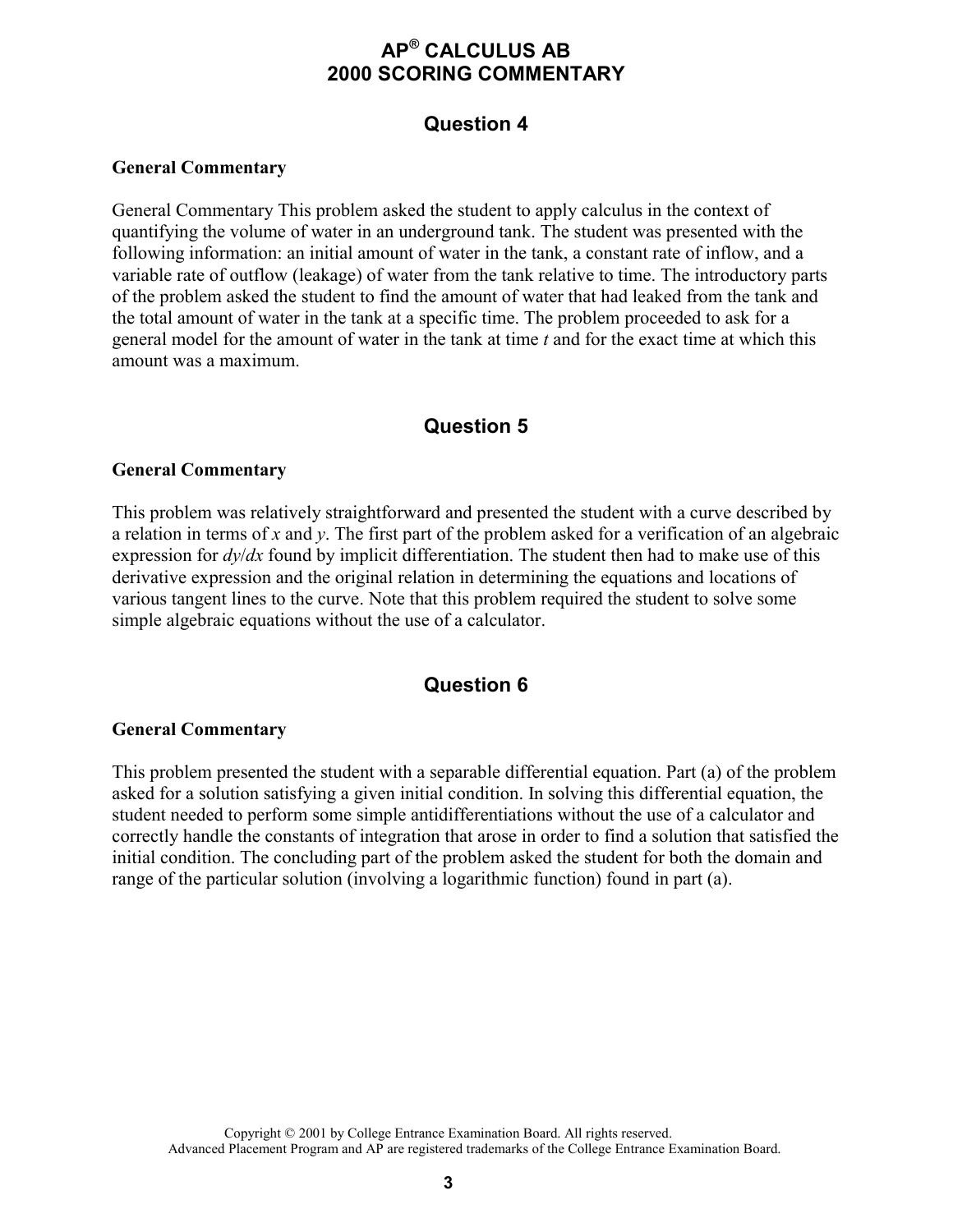# AP® CALCULUS AB 2000 SCORING COMMENTARY

## Question 4

**General Commentary**

General Commentary This problem asked the student to apply calculus in the context of quantifying the volume of water in an underground tank. The student was presented with the following information: an initial amount of water in the tank, a constant rate of inflow, and a variable rate of outflow (leakage) of water from the tank relative to time. The introductory parts of the problem asked the student to find the amount of water that had leaked from the tank and the total amount of water in the tank at a specific time. The problem proceeded to ask for a general model for the amount of water in the tank at time $t$ and for the exact time at which this amount was a maximum.

## Question 5

**General Commentary**

This problem was relatively straightforward and presented the student with a curve described by a relation in terms of $x$ and $y$. The first part of the problem asked for a verification of an algebraic expression for $dy/dx$ found by implicit differentiation. The student then had to make use of this derivative expression and the original relation in determining the equations and locations of various tangent lines to the curve. Note that this problem required the student to solve some simple algebraic equations without the use of a calculator.

## Question 6

**General Commentary**

This problem presented the student with a separable differential equation. Part (a) of the problem asked for a solution satisfying a given initial condition. In solving this differential equation, the student needed to perform some simple antidifferentiations without the use of a calculator and correctly handle the constants of integration that arose in order to find a solution that satisfied the initial condition. The concluding part of the problem asked the student for both the domain and range of the particular solution (involving a logarithmic function) found in part (a).

Copyright © 2001 by College Entrance Examination Board. All rights reserved.
Advanced Placement Program and AP are registered trademarks of the College Entrance Examination Board.